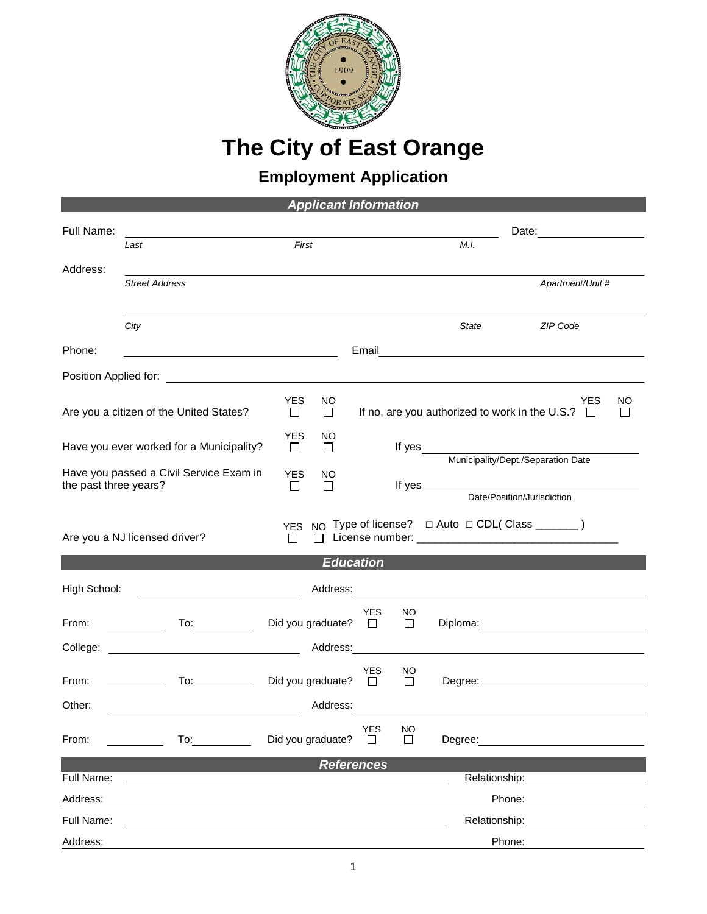# The City of East Orange

## Employment Application

### Applicant Information

Full Name: ______________________________________ Date: ______________

*Last* *First* *M.I.*

Address: ______________________________________

*Street Address* *Apartment/Unit #*

______________________________________

*City* *State* *ZIP Code*

Phone: ______________________ Email ______________________

Position Applied for: ______________________________________

Are you a citizen of the United States? YES ☐ NO ☐ If no, are you authorized to work in the U.S.? YES ☐ NO ☐

Have you ever worked for a Municipality? YES ☐ NO ☐ If yes ______________________

Municipality/Dept./Separation Date

Have you passed a Civil Service Exam in the past three years? YES ☐ NO ☐ If yes ______________________

Date/Position/Jurisdiction

Are you a NJ licensed driver? YES ☐ NO ☐ Type of license? □ Auto □ CDL( Class _______ ) License number: ________________________________

### Education

High School: ______________________ Address: ______________________

From: __________ To: __________ Did you graduate? YES ☐ NO ☐ Diploma: ______________________

College: ______________________ Address: ______________________

From: __________ To: __________ Did you graduate? YES ☐ NO ☐ Degree: ______________________

Other: ______________________ Address: ______________________

From: __________ To: __________ Did you graduate? YES ☐ NO ☐ Degree: ______________________

### References

Full Name: ______________________ Relationship: ______________

Address: ______________________ Phone: ______________

Full Name: ______________________ Relationship: ______________

Address: ______________________ Phone: ______________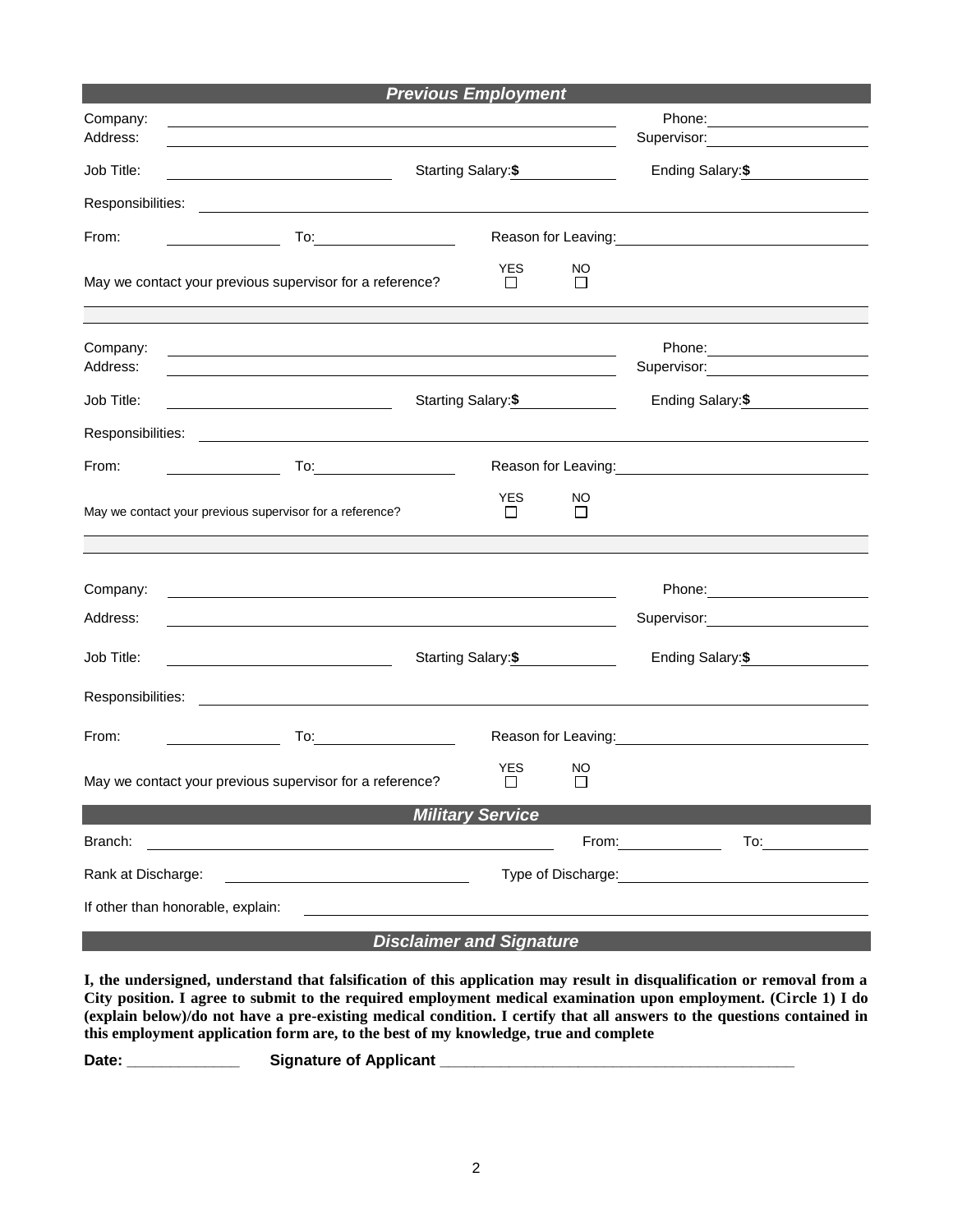## *Previous Employment*

Company: ____________________ Phone: ____________________

Address: ____________________ Supervisor: ____________________

Job Title: ____________________ Starting Salary: $ __________ Ending Salary: $ __________

Responsibilities: ____________________

From: __________ To: __________ Reason for Leaving: ____________________

May we contact your previous supervisor for a reference? YES ☐ NO ☐

Company: ____________________ Phone: ____________________

Address: ____________________ Supervisor: ____________________

Job Title: ____________________ Starting Salary: $ __________ Ending Salary: $ __________

Responsibilities: ____________________

From: __________ To: __________ Reason for Leaving: ____________________

May we contact your previous supervisor for a reference? YES ☐ NO ☐

Company: ____________________ Phone: ____________________

Address: ____________________ Supervisor: ____________________

Job Title: ____________________ Starting Salary: $ __________ Ending Salary: $ __________

Responsibilities: ____________________

From: __________ To: __________ Reason for Leaving: ____________________

May we contact your previous supervisor for a reference? YES ☐ NO ☐

## *Military Service*

Branch: ____________________ From: __________ To: __________

Rank at Discharge: ____________________ Type of Discharge: ____________________

If other than honorable, explain: ____________________

## *Disclaimer and Signature*

**I, the undersigned, understand that falsification of this application may result in disqualification or removal from a City position. I agree to submit to the required employment medical examination upon employment. (Circle 1) I do (explain below)/do not have a pre-existing medical condition. I certify that all answers to the questions contained in this employment application form are, to the best of my knowledge, true and complete**

**Date:** _____________ **Signature of Applicant** ________________________________________